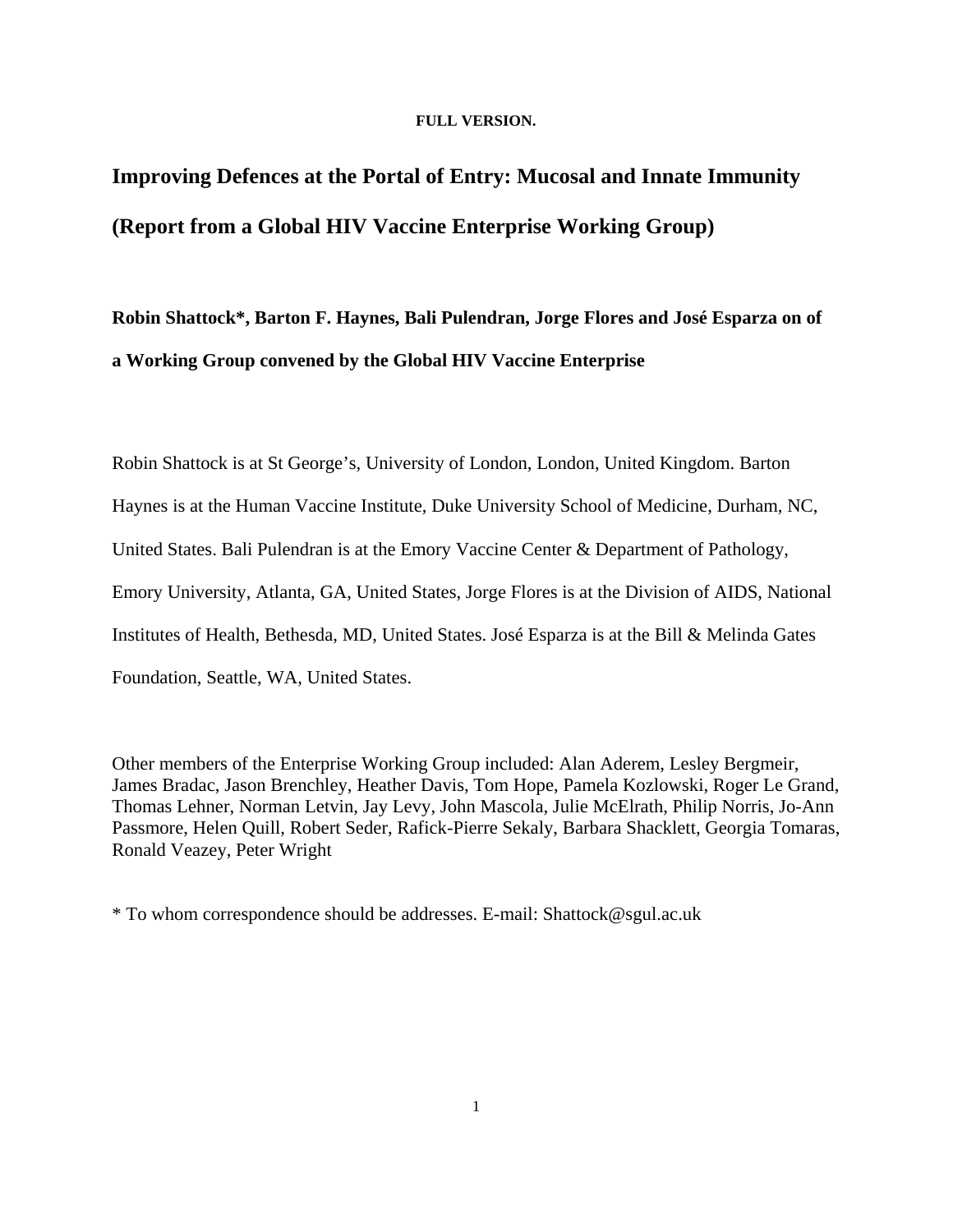**FULL VERSION.**

# Improving Defences at the Portal of Entry: Mucosal and Innate Immunity (Report from a Global HIV Vaccine Enterprise Working Group)

**Robin Shattock*, Barton F. Haynes, Bali Pulendran, Jorge Flores and José Esparza on of a Working Group convened by the Global HIV Vaccine Enterprise**

Robin Shattock is at St George's, University of London, London, United Kingdom. Barton Haynes is at the Human Vaccine Institute, Duke University School of Medicine, Durham, NC, United States. Bali Pulendran is at the Emory Vaccine Center & Department of Pathology, Emory University, Atlanta, GA, United States, Jorge Flores is at the Division of AIDS, National Institutes of Health, Bethesda, MD, United States. José Esparza is at the Bill & Melinda Gates Foundation, Seattle, WA, United States.

Other members of the Enterprise Working Group included: Alan Aderem, Lesley Bergmeir, James Bradac, Jason Brenchley, Heather Davis, Tom Hope, Pamela Kozlowski, Roger Le Grand, Thomas Lehner, Norman Letvin, Jay Levy, John Mascola, Julie McElrath, Philip Norris, Jo-Ann Passmore, Helen Quill, Robert Seder, Rafick-Pierre Sekaly, Barbara Shacklett, Georgia Tomaras, Ronald Veazey, Peter Wright

* To whom correspondence should be addresses. E-mail: Shattock@sgul.ac.uk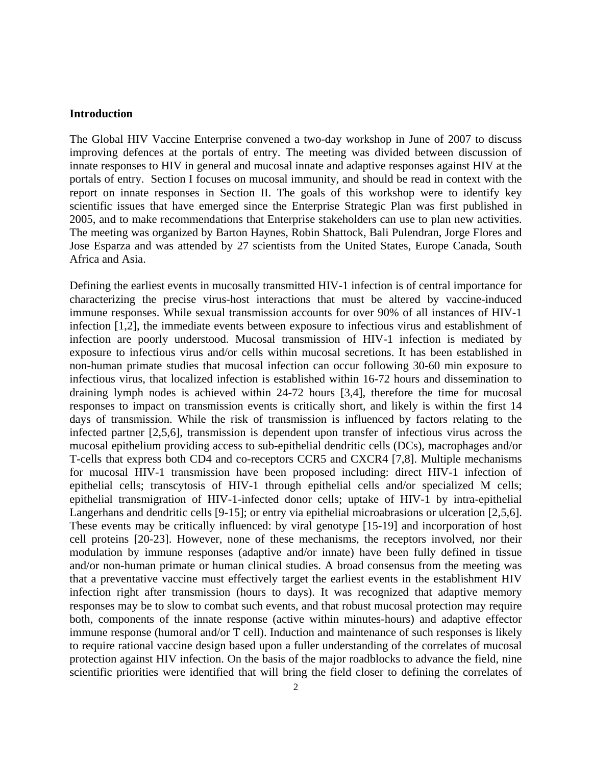## Introduction

The Global HIV Vaccine Enterprise convened a two-day workshop in June of 2007 to discuss improving defences at the portals of entry. The meeting was divided between discussion of innate responses to HIV in general and mucosal innate and adaptive responses against HIV at the portals of entry. Section I focuses on mucosal immunity, and should be read in context with the report on innate responses in Section II. The goals of this workshop were to identify key scientific issues that have emerged since the Enterprise Strategic Plan was first published in 2005, and to make recommendations that Enterprise stakeholders can use to plan new activities. The meeting was organized by Barton Haynes, Robin Shattock, Bali Pulendran, Jorge Flores and Jose Esparza and was attended by 27 scientists from the United States, Europe Canada, South Africa and Asia.

Defining the earliest events in mucosally transmitted HIV-1 infection is of central importance for characterizing the precise virus-host interactions that must be altered by vaccine-induced immune responses. While sexual transmission accounts for over 90% of all instances of HIV-1 infection [1,2], the immediate events between exposure to infectious virus and establishment of infection are poorly understood. Mucosal transmission of HIV-1 infection is mediated by exposure to infectious virus and/or cells within mucosal secretions. It has been established in non-human primate studies that mucosal infection can occur following 30-60 min exposure to infectious virus, that localized infection is established within 16-72 hours and dissemination to draining lymph nodes is achieved within 24-72 hours [3,4], therefore the time for mucosal responses to impact on transmission events is critically short, and likely is within the first 14 days of transmission. While the risk of transmission is influenced by factors relating to the infected partner [2,5,6], transmission is dependent upon transfer of infectious virus across the mucosal epithelium providing access to sub-epithelial dendritic cells (DCs), macrophages and/or T-cells that express both CD4 and co-receptors CCR5 and CXCR4 [7,8]. Multiple mechanisms for mucosal HIV-1 transmission have been proposed including: direct HIV-1 infection of epithelial cells; transcytosis of HIV-1 through epithelial cells and/or specialized M cells; epithelial transmigration of HIV-1-infected donor cells; uptake of HIV-1 by intra-epithelial Langerhans and dendritic cells [9-15]; or entry via epithelial microabrasions or ulceration [2,5,6]. These events may be critically influenced: by viral genotype [15-19] and incorporation of host cell proteins [20-23]. However, none of these mechanisms, the receptors involved, nor their modulation by immune responses (adaptive and/or innate) have been fully defined in tissue and/or non-human primate or human clinical studies. A broad consensus from the meeting was that a preventative vaccine must effectively target the earliest events in the establishment HIV infection right after transmission (hours to days). It was recognized that adaptive memory responses may be to slow to combat such events, and that robust mucosal protection may require both, components of the innate response (active within minutes-hours) and adaptive effector immune response (humoral and/or T cell). Induction and maintenance of such responses is likely to require rational vaccine design based upon a fuller understanding of the correlates of mucosal protection against HIV infection. On the basis of the major roadblocks to advance the field, nine scientific priorities were identified that will bring the field closer to defining the correlates of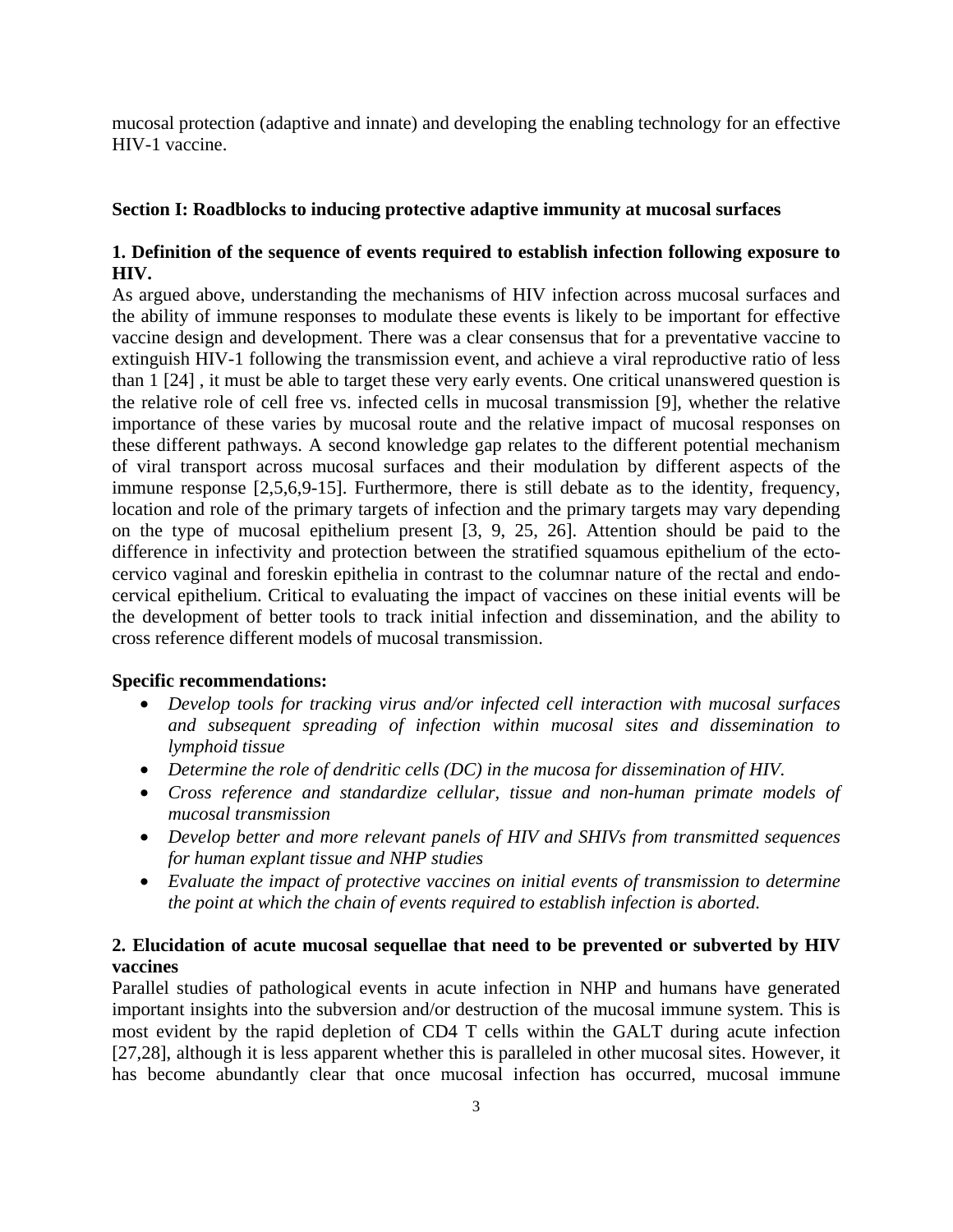mucosal protection (adaptive and innate) and developing the enabling technology for an effective HIV-1 vaccine.

## Section I: Roadblocks to inducing protective adaptive immunity at mucosal surfaces

### 1. Definition of the sequence of events required to establish infection following exposure to HIV.

As argued above, understanding the mechanisms of HIV infection across mucosal surfaces and the ability of immune responses to modulate these events is likely to be important for effective vaccine design and development. There was a clear consensus that for a preventative vaccine to extinguish HIV-1 following the transmission event, and achieve a viral reproductive ratio of less than 1 [24] , it must be able to target these very early events. One critical unanswered question is the relative role of cell free vs. infected cells in mucosal transmission [9], whether the relative importance of these varies by mucosal route and the relative impact of mucosal responses on these different pathways. A second knowledge gap relates to the different potential mechanism of viral transport across mucosal surfaces and their modulation by different aspects of the immune response [2,5,6,9-15]. Furthermore, there is still debate as to the identity, frequency, location and role of the primary targets of infection and the primary targets may vary depending on the type of mucosal epithelium present [3, 9, 25, 26]. Attention should be paid to the difference in infectivity and protection between the stratified squamous epithelium of the ecto-cervico vaginal and foreskin epithelia in contrast to the columnar nature of the rectal and endo-cervical epithelium. Critical to evaluating the impact of vaccines on these initial events will be the development of better tools to track initial infection and dissemination, and the ability to cross reference different models of mucosal transmission.

**Specific recommendations:**

- *Develop tools for tracking virus and/or infected cell interaction with mucosal surfaces and subsequent spreading of infection within mucosal sites and dissemination to lymphoid tissue*
- *Determine the role of dendritic cells (DC) in the mucosa for dissemination of HIV.*
- *Cross reference and standardize cellular, tissue and non-human primate models of mucosal transmission*
- *Develop better and more relevant panels of HIV and SHIVs from transmitted sequences for human explant tissue and NHP studies*
- *Evaluate the impact of protective vaccines on initial events of transmission to determine the point at which the chain of events required to establish infection is aborted.*

### 2. Elucidation of acute mucosal sequellae that need to be prevented or subverted by HIV vaccines

Parallel studies of pathological events in acute infection in NHP and humans have generated important insights into the subversion and/or destruction of the mucosal immune system. This is most evident by the rapid depletion of CD4 T cells within the GALT during acute infection [27,28], although it is less apparent whether this is paralleled in other mucosal sites. However, it has become abundantly clear that once mucosal infection has occurred, mucosal immune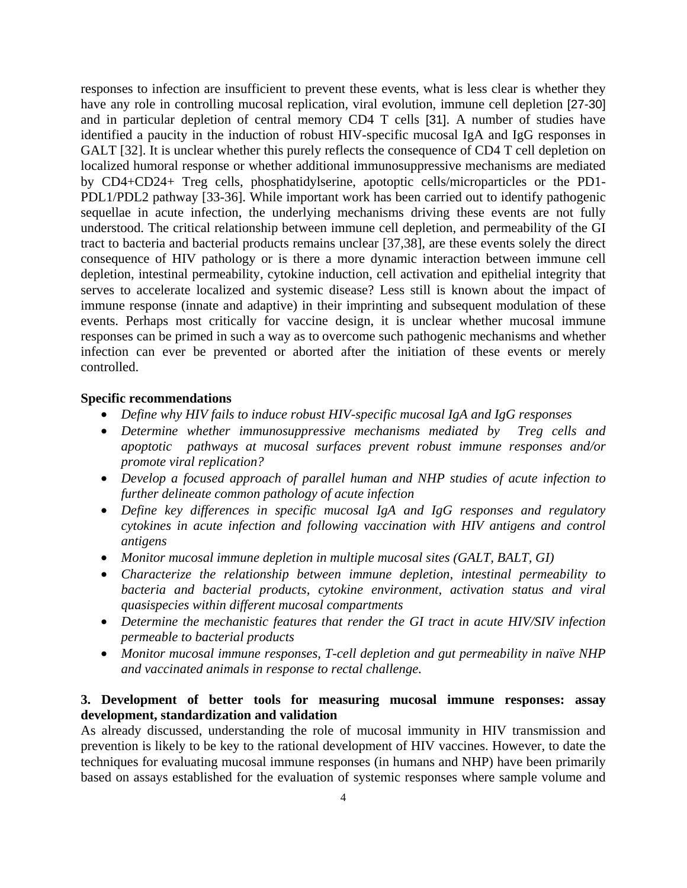responses to infection are insufficient to prevent these events, what is less clear is whether they have any role in controlling mucosal replication, viral evolution, immune cell depletion [27-30] and in particular depletion of central memory CD4 T cells [31]. A number of studies have identified a paucity in the induction of robust HIV-specific mucosal IgA and IgG responses in GALT [32]. It is unclear whether this purely reflects the consequence of CD4 T cell depletion on localized humoral response or whether additional immunosuppressive mechanisms are mediated by CD4+CD24+ Treg cells, phosphatidylserine, apoptotic cells/microparticles or the PD1-PDL1/PDL2 pathway [33-36]. While important work has been carried out to identify pathogenic sequellae in acute infection, the underlying mechanisms driving these events are not fully understood. The critical relationship between immune cell depletion, and permeability of the GI tract to bacteria and bacterial products remains unclear [37,38], are these events solely the direct consequence of HIV pathology or is there a more dynamic interaction between immune cell depletion, intestinal permeability, cytokine induction, cell activation and epithelial integrity that serves to accelerate localized and systemic disease? Less still is known about the impact of immune response (innate and adaptive) in their imprinting and subsequent modulation of these events. Perhaps most critically for vaccine design, it is unclear whether mucosal immune responses can be primed in such a way as to overcome such pathogenic mechanisms and whether infection can ever be prevented or aborted after the initiation of these events or merely controlled.

**Specific recommendations**

- *Define why HIV fails to induce robust HIV-specific mucosal IgA and IgG responses*
- *Determine whether immunosuppressive mechanisms mediated by Treg cells and apoptotic pathways at mucosal surfaces prevent robust immune responses and/or promote viral replication?*
- *Develop a focused approach of parallel human and NHP studies of acute infection to further delineate common pathology of acute infection*
- *Define key differences in specific mucosal IgA and IgG responses and regulatory cytokines in acute infection and following vaccination with HIV antigens and control antigens*
- *Monitor mucosal immune depletion in multiple mucosal sites (GALT, BALT, GI)*
- *Characterize the relationship between immune depletion, intestinal permeability to bacteria and bacterial products, cytokine environment, activation status and viral quasispecies within different mucosal compartments*
- *Determine the mechanistic features that render the GI tract in acute HIV/SIV infection permeable to bacterial products*
- *Monitor mucosal immune responses, T-cell depletion and gut permeability in naïve NHP and vaccinated animals in response to rectal challenge.*

**3. Development of better tools for measuring mucosal immune responses: assay development, standardization and validation**

As already discussed, understanding the role of mucosal immunity in HIV transmission and prevention is likely to be key to the rational development of HIV vaccines. However, to date the techniques for evaluating mucosal immune responses (in humans and NHP) have been primarily based on assays established for the evaluation of systemic responses where sample volume and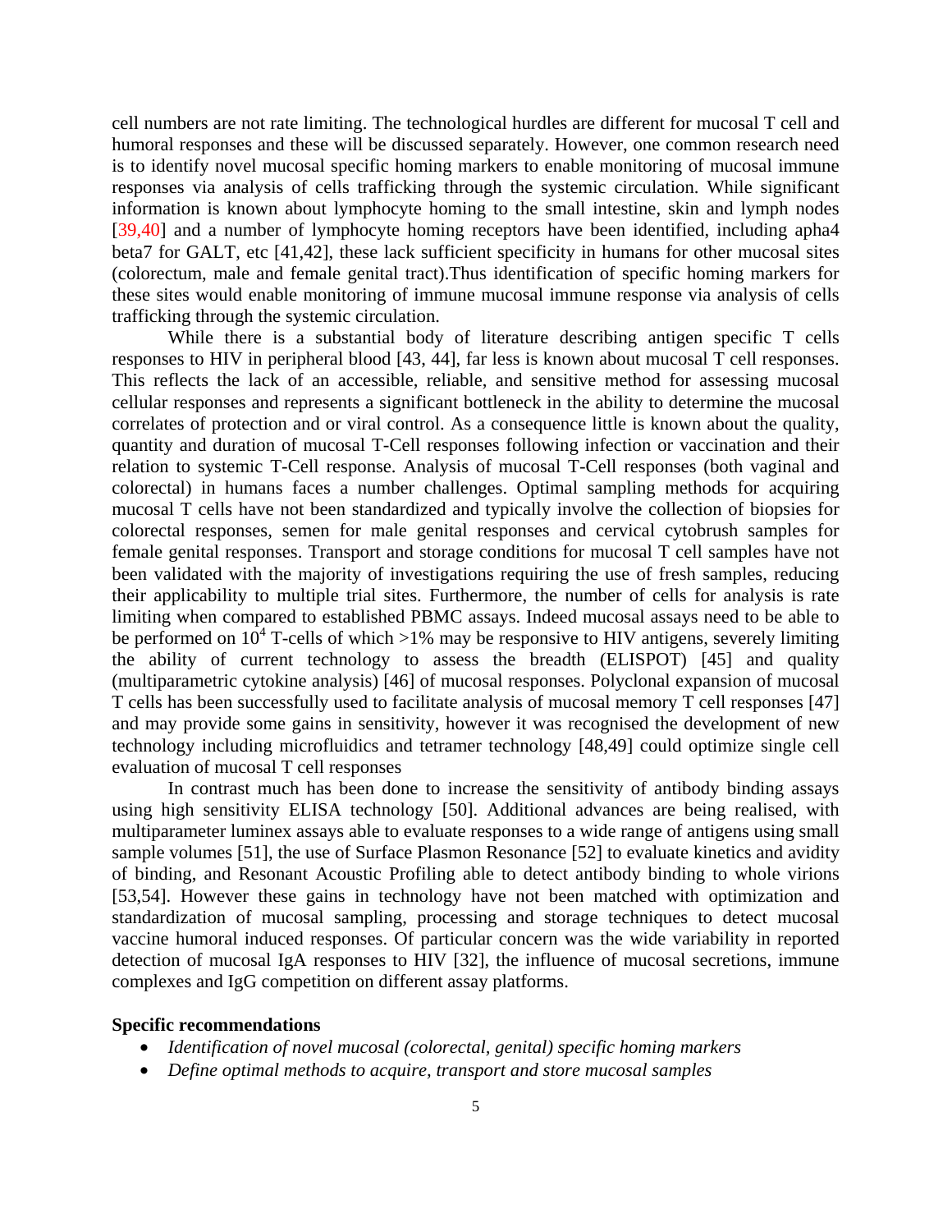cell numbers are not rate limiting. The technological hurdles are different for mucosal T cell and humoral responses and these will be discussed separately. However, one common research need is to identify novel mucosal specific homing markers to enable monitoring of mucosal immune responses via analysis of cells trafficking through the systemic circulation. While significant information is known about lymphocyte homing to the small intestine, skin and lymph nodes [39,40] and a number of lymphocyte homing receptors have been identified, including apha4 beta7 for GALT, etc [41,42], these lack sufficient specificity in humans for other mucosal sites (colorectum, male and female genital tract).Thus identification of specific homing markers for these sites would enable monitoring of immune mucosal immune response via analysis of cells trafficking through the systemic circulation.

While there is a substantial body of literature describing antigen specific T cells responses to HIV in peripheral blood [43, 44], far less is known about mucosal T cell responses. This reflects the lack of an accessible, reliable, and sensitive method for assessing mucosal cellular responses and represents a significant bottleneck in the ability to determine the mucosal correlates of protection and or viral control. As a consequence little is known about the quality, quantity and duration of mucosal T-Cell responses following infection or vaccination and their relation to systemic T-Cell response. Analysis of mucosal T-Cell responses (both vaginal and colorectal) in humans faces a number challenges. Optimal sampling methods for acquiring mucosal T cells have not been standardized and typically involve the collection of biopsies for colorectal responses, semen for male genital responses and cervical cytobrush samples for female genital responses. Transport and storage conditions for mucosal T cell samples have not been validated with the majority of investigations requiring the use of fresh samples, reducing their applicability to multiple trial sites. Furthermore, the number of cells for analysis is rate limiting when compared to established PBMC assays. Indeed mucosal assays need to be able to be performed on $10^4$ T-cells of which >1% may be responsive to HIV antigens, severely limiting the ability of current technology to assess the breadth (ELISPOT) [45] and quality (multiparametric cytokine analysis) [46] of mucosal responses. Polyclonal expansion of mucosal T cells has been successfully used to facilitate analysis of mucosal memory T cell responses [47] and may provide some gains in sensitivity, however it was recognised the development of new technology including microfluidics and tetramer technology [48,49] could optimize single cell evaluation of mucosal T cell responses

In contrast much has been done to increase the sensitivity of antibody binding assays using high sensitivity ELISA technology [50]. Additional advances are being realised, with multiparameter luminex assays able to evaluate responses to a wide range of antigens using small sample volumes [51], the use of Surface Plasmon Resonance [52] to evaluate kinetics and avidity of binding, and Resonant Acoustic Profiling able to detect antibody binding to whole virions [53,54]. However these gains in technology have not been matched with optimization and standardization of mucosal sampling, processing and storage techniques to detect mucosal vaccine humoral induced responses. Of particular concern was the wide variability in reported detection of mucosal IgA responses to HIV [32], the influence of mucosal secretions, immune complexes and IgG competition on different assay platforms.

**Specific recommendations**

- *Identification of novel mucosal (colorectal, genital) specific homing markers*
- *Define optimal methods to acquire, transport and store mucosal samples*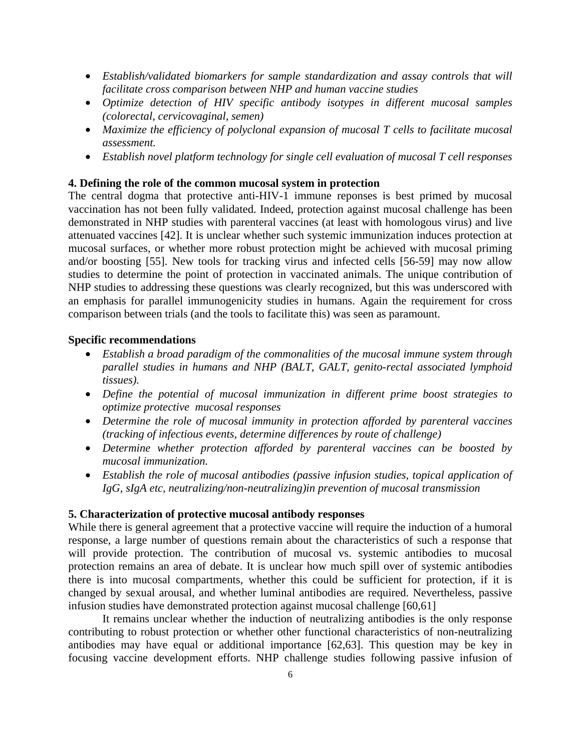- *Establish/validated biomarkers for sample standardization and assay controls that will facilitate cross comparison between NHP and human vaccine studies*
- *Optimize detection of HIV specific antibody isotypes in different mucosal samples (colorectal, cervicovaginal, semen)*
- *Maximize the efficiency of polyclonal expansion of mucosal T cells to facilitate mucosal assessment.*
- *Establish novel platform technology for single cell evaluation of mucosal T cell responses*

**4. Defining the role of the common mucosal system in protection**

The central dogma that protective anti-HIV-1 immune reponses is best primed by mucosal vaccination has not been fully validated. Indeed, protection against mucosal challenge has been demonstrated in NHP studies with parenteral vaccines (at least with homologous virus) and live attenuated vaccines [42]. It is unclear whether such systemic immunization induces protection at mucosal surfaces, or whether more robust protection might be achieved with mucosal priming and/or boosting [55]. New tools for tracking virus and infected cells [56-59] may now allow studies to determine the point of protection in vaccinated animals. The unique contribution of NHP studies to addressing these questions was clearly recognized, but this was underscored with an emphasis for parallel immunogenicity studies in humans. Again the requirement for cross comparison between trials (and the tools to facilitate this) was seen as paramount.

**Specific recommendations**

- *Establish a broad paradigm of the commonalities of the mucosal immune system through parallel studies in humans and NHP (BALT, GALT, genito-rectal associated lymphoid tissues).*
- *Define the potential of mucosal immunization in different prime boost strategies to optimize protective mucosal responses*
- *Determine the role of mucosal immunity in protection afforded by parenteral vaccines (tracking of infectious events, determine differences by route of challenge)*
- *Determine whether protection afforded by parenteral vaccines can be boosted by mucosal immunization.*
- *Establish the role of mucosal antibodies (passive infusion studies, topical application of IgG, sIgA etc, neutralizing/non-neutralizing)in prevention of mucosal transmission*

**5. Characterization of protective mucosal antibody responses**

While there is general agreement that a protective vaccine will require the induction of a humoral response, a large number of questions remain about the characteristics of such a response that will provide protection. The contribution of mucosal vs. systemic antibodies to mucosal protection remains an area of debate. It is unclear how much spill over of systemic antibodies there is into mucosal compartments, whether this could be sufficient for protection, if it is changed by sexual arousal, and whether luminal antibodies are required. Nevertheless, passive infusion studies have demonstrated protection against mucosal challenge [60,61]

It remains unclear whether the induction of neutralizing antibodies is the only response contributing to robust protection or whether other functional characteristics of non-neutralizing antibodies may have equal or additional importance [62,63]. This question may be key in focusing vaccine development efforts. NHP challenge studies following passive infusion of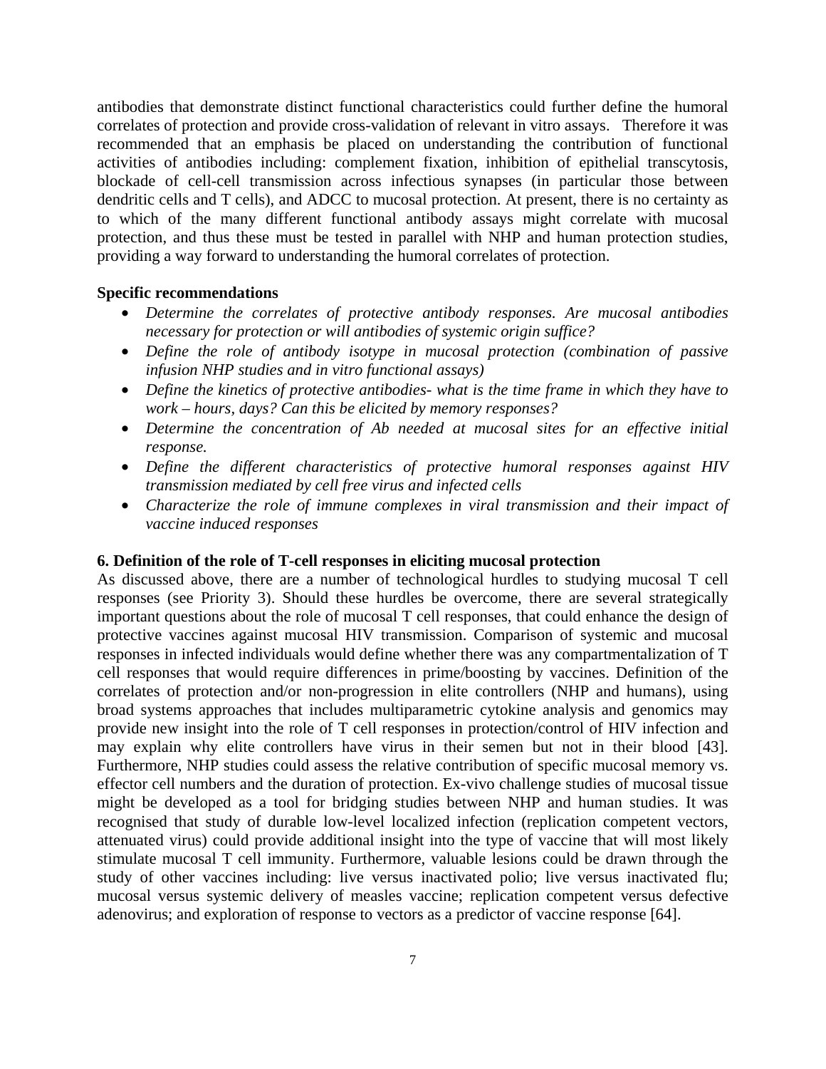antibodies that demonstrate distinct functional characteristics could further define the humoral correlates of protection and provide cross-validation of relevant in vitro assays. Therefore it was recommended that an emphasis be placed on understanding the contribution of functional activities of antibodies including: complement fixation, inhibition of epithelial transcytosis, blockade of cell-cell transmission across infectious synapses (in particular those between dendritic cells and T cells), and ADCC to mucosal protection. At present, there is no certainty as to which of the many different functional antibody assays might correlate with mucosal protection, and thus these must be tested in parallel with NHP and human protection studies, providing a way forward to understanding the humoral correlates of protection.

**Specific recommendations**

- *Determine the correlates of protective antibody responses. Are mucosal antibodies necessary for protection or will antibodies of systemic origin suffice?*
- *Define the role of antibody isotype in mucosal protection (combination of passive infusion NHP studies and in vitro functional assays)*
- *Define the kinetics of protective antibodies- what is the time frame in which they have to work – hours, days? Can this be elicited by memory responses?*
- *Determine the concentration of Ab needed at mucosal sites for an effective initial response.*
- *Define the different characteristics of protective humoral responses against HIV transmission mediated by cell free virus and infected cells*
- *Characterize the role of immune complexes in viral transmission and their impact of vaccine induced responses*

**6. Definition of the role of T-cell responses in eliciting mucosal protection**

As discussed above, there are a number of technological hurdles to studying mucosal T cell responses (see Priority 3). Should these hurdles be overcome, there are several strategically important questions about the role of mucosal T cell responses, that could enhance the design of protective vaccines against mucosal HIV transmission. Comparison of systemic and mucosal responses in infected individuals would define whether there was any compartmentalization of T cell responses that would require differences in prime/boosting by vaccines. Definition of the correlates of protection and/or non-progression in elite controllers (NHP and humans), using broad systems approaches that includes multiparametric cytokine analysis and genomics may provide new insight into the role of T cell responses in protection/control of HIV infection and may explain why elite controllers have virus in their semen but not in their blood [43]. Furthermore, NHP studies could assess the relative contribution of specific mucosal memory vs. effector cell numbers and the duration of protection. Ex-vivo challenge studies of mucosal tissue might be developed as a tool for bridging studies between NHP and human studies. It was recognised that study of durable low-level localized infection (replication competent vectors, attenuated virus) could provide additional insight into the type of vaccine that will most likely stimulate mucosal T cell immunity. Furthermore, valuable lesions could be drawn through the study of other vaccines including: live versus inactivated polio; live versus inactivated flu; mucosal versus systemic delivery of measles vaccine; replication competent versus defective adenovirus; and exploration of response to vectors as a predictor of vaccine response [64].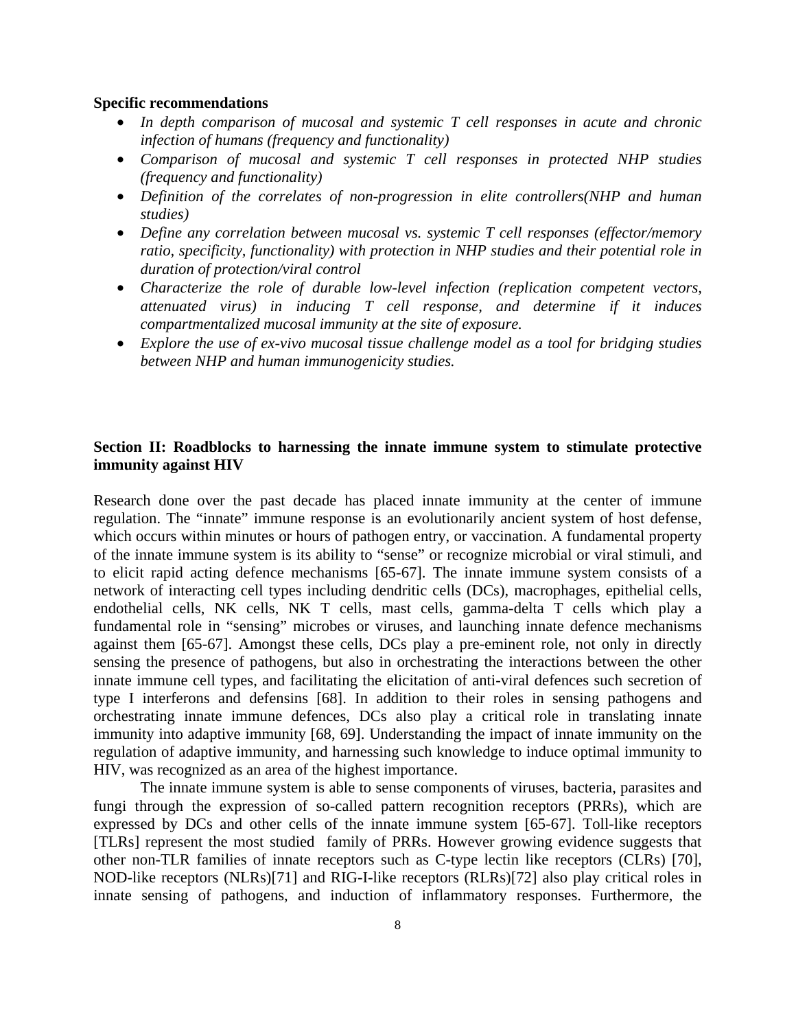**Specific recommendations**

- *In depth comparison of mucosal and systemic T cell responses in acute and chronic infection of humans (frequency and functionality)*
- *Comparison of mucosal and systemic T cell responses in protected NHP studies (frequency and functionality)*
- *Definition of the correlates of non-progression in elite controllers(NHP and human studies)*
- *Define any correlation between mucosal vs. systemic T cell responses (effector/memory ratio, specificity, functionality) with protection in NHP studies and their potential role in duration of protection/viral control*
- *Characterize the role of durable low-level infection (replication competent vectors, attenuated virus) in inducing T cell response, and determine if it induces compartmentalized mucosal immunity at the site of exposure.*
- *Explore the use of ex-vivo mucosal tissue challenge model as a tool for bridging studies between NHP and human immunogenicity studies.*

## Section II: Roadblocks to harnessing the innate immune system to stimulate protective immunity against HIV

Research done over the past decade has placed innate immunity at the center of immune regulation. The "innate" immune response is an evolutionarily ancient system of host defense, which occurs within minutes or hours of pathogen entry, or vaccination. A fundamental property of the innate immune system is its ability to "sense" or recognize microbial or viral stimuli, and to elicit rapid acting defence mechanisms [65-67]. The innate immune system consists of a network of interacting cell types including dendritic cells (DCs), macrophages, epithelial cells, endothelial cells, NK cells, NK T cells, mast cells, gamma-delta T cells which play a fundamental role in "sensing" microbes or viruses, and launching innate defence mechanisms against them [65-67]. Amongst these cells, DCs play a pre-eminent role, not only in directly sensing the presence of pathogens, but also in orchestrating the interactions between the other innate immune cell types, and facilitating the elicitation of anti-viral defences such secretion of type I interferons and defensins [68]. In addition to their roles in sensing pathogens and orchestrating innate immune defences, DCs also play a critical role in translating innate immunity into adaptive immunity [68, 69]. Understanding the impact of innate immunity on the regulation of adaptive immunity, and harnessing such knowledge to induce optimal immunity to HIV, was recognized as an area of the highest importance.

The innate immune system is able to sense components of viruses, bacteria, parasites and fungi through the expression of so-called pattern recognition receptors (PRRs), which are expressed by DCs and other cells of the innate immune system [65-67]. Toll-like receptors [TLRs] represent the most studied family of PRRs. However growing evidence suggests that other non-TLR families of innate receptors such as C-type lectin like receptors (CLRs) [70], NOD-like receptors (NLRs)[71] and RIG-I-like receptors (RLRs)[72] also play critical roles in innate sensing of pathogens, and induction of inflammatory responses. Furthermore, the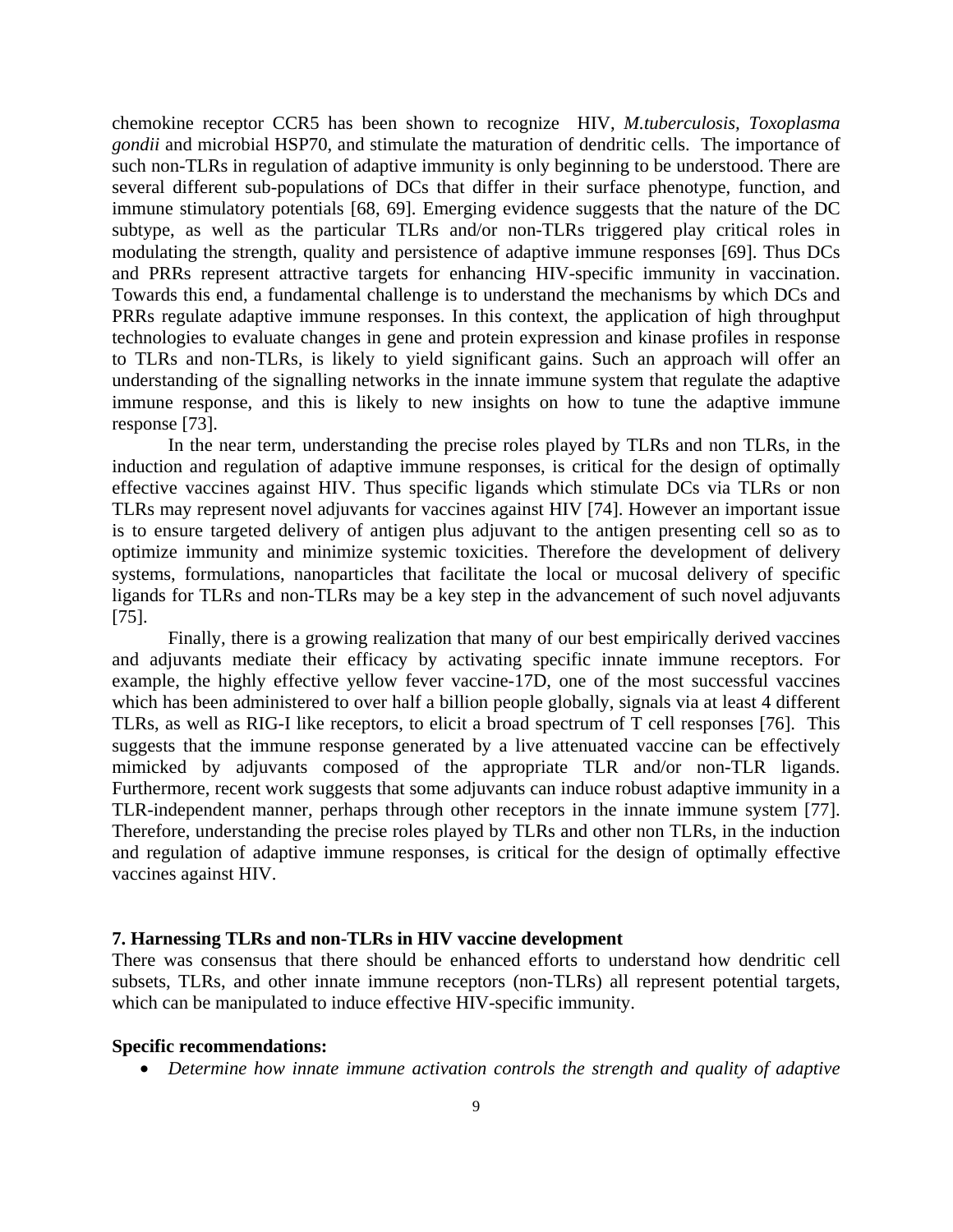chemokine receptor CCR5 has been shown to recognize HIV, *M.tuberculosis*, *Toxoplasma gondii* and microbial HSP70, and stimulate the maturation of dendritic cells. The importance of such non-TLRs in regulation of adaptive immunity is only beginning to be understood. There are several different sub-populations of DCs that differ in their surface phenotype, function, and immune stimulatory potentials [68, 69]. Emerging evidence suggests that the nature of the DC subtype, as well as the particular TLRs and/or non-TLRs triggered play critical roles in modulating the strength, quality and persistence of adaptive immune responses [69]. Thus DCs and PRRs represent attractive targets for enhancing HIV-specific immunity in vaccination. Towards this end, a fundamental challenge is to understand the mechanisms by which DCs and PRRs regulate adaptive immune responses. In this context, the application of high throughput technologies to evaluate changes in gene and protein expression and kinase profiles in response to TLRs and non-TLRs, is likely to yield significant gains. Such an approach will offer an understanding of the signalling networks in the innate immune system that regulate the adaptive immune response, and this is likely to new insights on how to tune the adaptive immune response [73].

In the near term, understanding the precise roles played by TLRs and non TLRs, in the induction and regulation of adaptive immune responses, is critical for the design of optimally effective vaccines against HIV. Thus specific ligands which stimulate DCs via TLRs or non TLRs may represent novel adjuvants for vaccines against HIV [74]. However an important issue is to ensure targeted delivery of antigen plus adjuvant to the antigen presenting cell so as to optimize immunity and minimize systemic toxicities. Therefore the development of delivery systems, formulations, nanoparticles that facilitate the local or mucosal delivery of specific ligands for TLRs and non-TLRs may be a key step in the advancement of such novel adjuvants [75].

Finally, there is a growing realization that many of our best empirically derived vaccines and adjuvants mediate their efficacy by activating specific innate immune receptors. For example, the highly effective yellow fever vaccine-17D, one of the most successful vaccines which has been administered to over half a billion people globally, signals via at least 4 different TLRs, as well as RIG-I like receptors, to elicit a broad spectrum of T cell responses [76]. This suggests that the immune response generated by a live attenuated vaccine can be effectively mimicked by adjuvants composed of the appropriate TLR and/or non-TLR ligands. Furthermore, recent work suggests that some adjuvants can induce robust adaptive immunity in a TLR-independent manner, perhaps through other receptors in the innate immune system [77]. Therefore, understanding the precise roles played by TLRs and other non TLRs, in the induction and regulation of adaptive immune responses, is critical for the design of optimally effective vaccines against HIV.

## 7. Harnessing TLRs and non-TLRs in HIV vaccine development

There was consensus that there should be enhanced efforts to understand how dendritic cell subsets, TLRs, and other innate immune receptors (non-TLRs) all represent potential targets, which can be manipulated to induce effective HIV-specific immunity.

**Specific recommendations:**

- *Determine how innate immune activation controls the strength and quality of adaptive*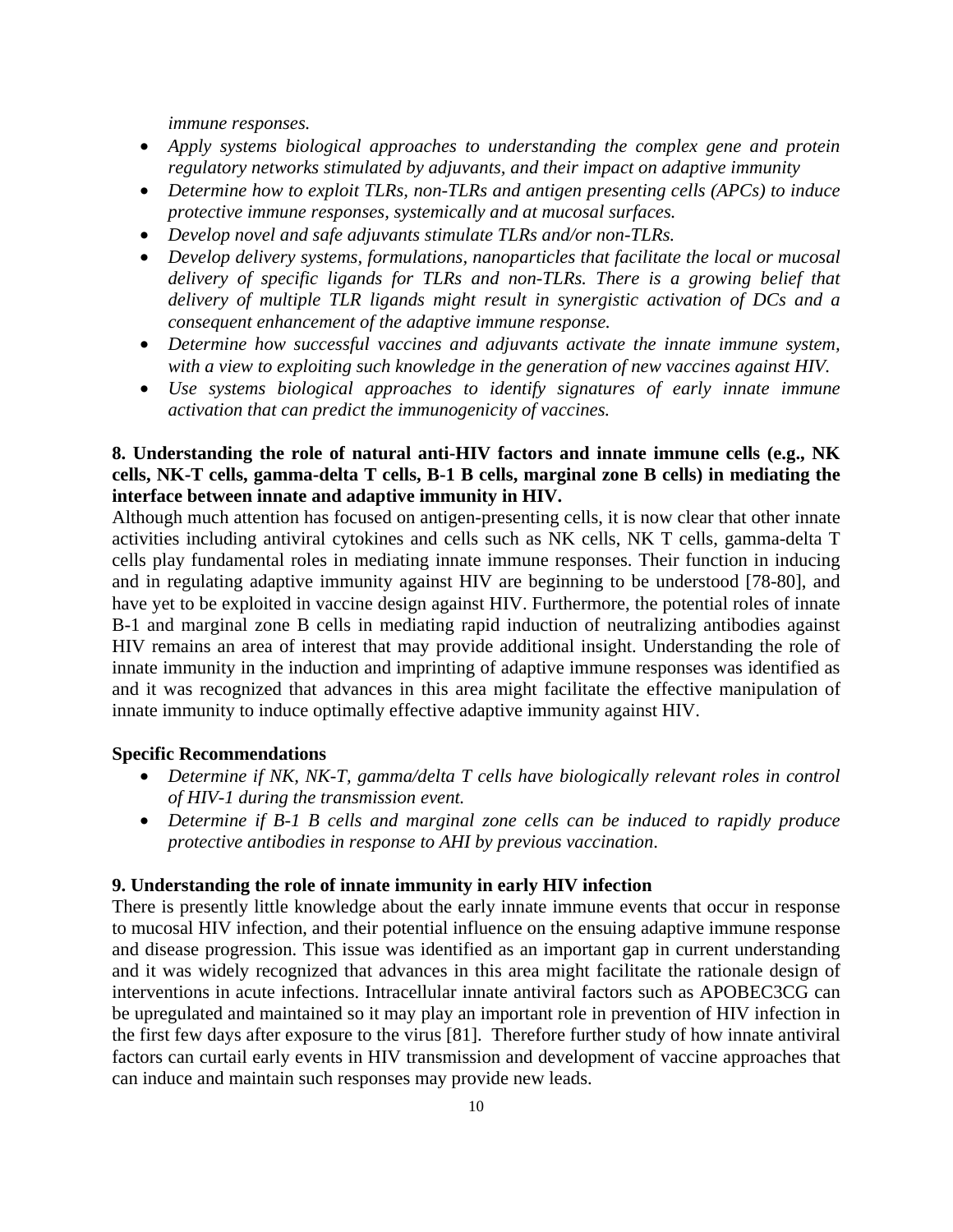*immune responses.*

- *Apply systems biological approaches to understanding the complex gene and protein regulatory networks stimulated by adjuvants, and their impact on adaptive immunity*
- *Determine how to exploit TLRs, non-TLRs and antigen presenting cells (APCs) to induce protective immune responses, systemically and at mucosal surfaces.*
- *Develop novel and safe adjuvants stimulate TLRs and/or non-TLRs.*
- *Develop delivery systems, formulations, nanoparticles that facilitate the local or mucosal delivery of specific ligands for TLRs and non-TLRs. There is a growing belief that delivery of multiple TLR ligands might result in synergistic activation of DCs and a consequent enhancement of the adaptive immune response.*
- *Determine how successful vaccines and adjuvants activate the innate immune system, with a view to exploiting such knowledge in the generation of new vaccines against HIV.*
- *Use systems biological approaches to identify signatures of early innate immune activation that can predict the immunogenicity of vaccines.*

**8. Understanding the role of natural anti-HIV factors and innate immune cells (e.g., NK cells, NK-T cells, gamma-delta T cells, B-1 B cells, marginal zone B cells) in mediating the interface between innate and adaptive immunity in HIV.**

Although much attention has focused on antigen-presenting cells, it is now clear that other innate activities including antiviral cytokines and cells such as NK cells, NK T cells, gamma-delta T cells play fundamental roles in mediating innate immune responses. Their function in inducing and in regulating adaptive immunity against HIV are beginning to be understood [78-80], and have yet to be exploited in vaccine design against HIV. Furthermore, the potential roles of innate B-1 and marginal zone B cells in mediating rapid induction of neutralizing antibodies against HIV remains an area of interest that may provide additional insight. Understanding the role of innate immunity in the induction and imprinting of adaptive immune responses was identified as and it was recognized that advances in this area might facilitate the effective manipulation of innate immunity to induce optimally effective adaptive immunity against HIV.

**Specific Recommendations**

- *Determine if NK, NK-T, gamma/delta T cells have biologically relevant roles in control of HIV-1 during the transmission event.*
- *Determine if B-1 B cells and marginal zone cells can be induced to rapidly produce protective antibodies in response to AHI by previous vaccination.*

**9. Understanding the role of innate immunity in early HIV infection**

There is presently little knowledge about the early innate immune events that occur in response to mucosal HIV infection, and their potential influence on the ensuing adaptive immune response and disease progression. This issue was identified as an important gap in current understanding and it was widely recognized that advances in this area might facilitate the rationale design of interventions in acute infections. Intracellular innate antiviral factors such as APOBEC3CG can be upregulated and maintained so it may play an important role in prevention of HIV infection in the first few days after exposure to the virus [81]. Therefore further study of how innate antiviral factors can curtail early events in HIV transmission and development of vaccine approaches that can induce and maintain such responses may provide new leads.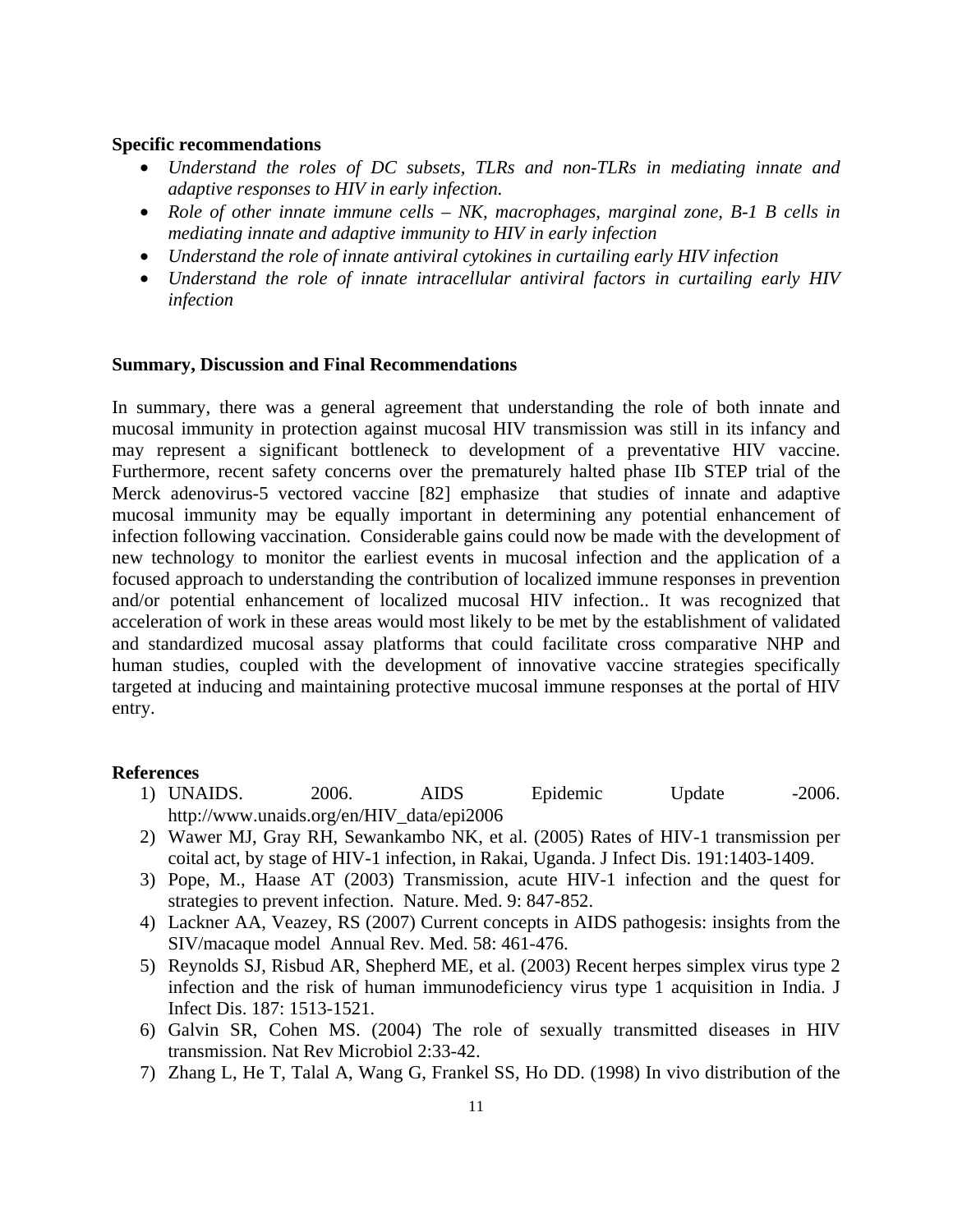**Specific recommendations**

- *Understand the roles of DC subsets, TLRs and non-TLRs in mediating innate and adaptive responses to HIV in early infection.*
- *Role of other innate immune cells – NK, macrophages, marginal zone, B-1 B cells in mediating innate and adaptive immunity to HIV in early infection*
- *Understand the role of innate antiviral cytokines in curtailing early HIV infection*
- *Understand the role of innate intracellular antiviral factors in curtailing early HIV infection*

**Summary, Discussion and Final Recommendations**

In summary, there was a general agreement that understanding the role of both innate and mucosal immunity in protection against mucosal HIV transmission was still in its infancy and may represent a significant bottleneck to development of a preventative HIV vaccine. Furthermore, recent safety concerns over the prematurely halted phase IIb STEP trial of the Merck adenovirus-5 vectored vaccine [82] emphasize that studies of innate and adaptive mucosal immunity may be equally important in determining any potential enhancement of infection following vaccination. Considerable gains could now be made with the development of new technology to monitor the earliest events in mucosal infection and the application of a focused approach to understanding the contribution of localized immune responses in prevention and/or potential enhancement of localized mucosal HIV infection.. It was recognized that acceleration of work in these areas would most likely to be met by the establishment of validated and standardized mucosal assay platforms that could facilitate cross comparative NHP and human studies, coupled with the development of innovative vaccine strategies specifically targeted at inducing and maintaining protective mucosal immune responses at the portal of HIV entry.

**References**

1) UNAIDS. 2006. AIDS Epidemic Update -2006. http://www.unaids.org/en/HIV_data/epi2006
2) Wawer MJ, Gray RH, Sewankambo NK, et al. (2005) Rates of HIV-1 transmission per coital act, by stage of HIV-1 infection, in Rakai, Uganda. J Infect Dis. 191:1403-1409.
3) Pope, M., Haase AT (2003) Transmission, acute HIV-1 infection and the quest for strategies to prevent infection. Nature. Med. 9: 847-852.
4) Lackner AA, Veazey, RS (2007) Current concepts in AIDS pathogesis: insights from the SIV/macaque model Annual Rev. Med. 58: 461-476.
5) Reynolds SJ, Risbud AR, Shepherd ME, et al. (2003) Recent herpes simplex virus type 2 infection and the risk of human immunodeficiency virus type 1 acquisition in India. J Infect Dis. 187: 1513-1521.
6) Galvin SR, Cohen MS. (2004) The role of sexually transmitted diseases in HIV transmission. Nat Rev Microbiol 2:33-42.
7) Zhang L, He T, Talal A, Wang G, Frankel SS, Ho DD. (1998) In vivo distribution of the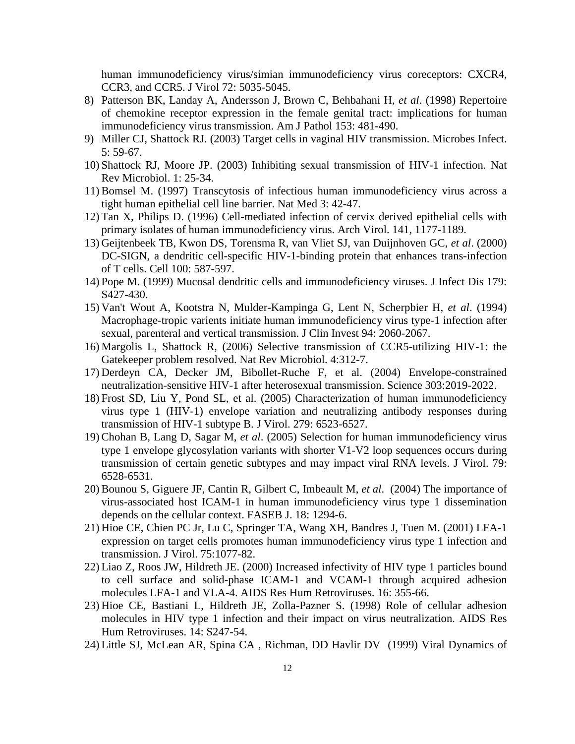human immunodeficiency virus/simian immunodeficiency virus coreceptors: CXCR4, CCR3, and CCR5. J Virol 72: 5035-5045.

8) Patterson BK, Landay A, Andersson J, Brown C, Behbahani H, *et al*. (1998) Repertoire of chemokine receptor expression in the female genital tract: implications for human immunodeficiency virus transmission. Am J Pathol 153: 481-490.
9) Miller CJ, Shattock RJ. (2003) Target cells in vaginal HIV transmission. Microbes Infect. 5: 59-67.
10) Shattock RJ, Moore JP. (2003) Inhibiting sexual transmission of HIV-1 infection. Nat Rev Microbiol. 1: 25-34.
11) Bomsel M. (1997) Transcytosis of infectious human immunodeficiency virus across a tight human epithelial cell line barrier. Nat Med 3: 42-47.
12) Tan X, Philips D. (1996) Cell-mediated infection of cervix derived epithelial cells with primary isolates of human immunodeficiency virus. Arch Virol. 141, 1177-1189.
13) Geijtenbeek TB, Kwon DS, Torensma R, van Vliet SJ, van Duijnhoven GC, *et al*. (2000) DC-SIGN, a dendritic cell-specific HIV-1-binding protein that enhances trans-infection of T cells. Cell 100: 587-597.
14) Pope M. (1999) Mucosal dendritic cells and immunodeficiency viruses. J Infect Dis 179: S427-430.
15) Van't Wout A, Kootstra N, Mulder-Kampinga G, Lent N, Scherpbier H, *et al*. (1994) Macrophage-tropic varients initiate human immunodeficiency virus type-1 infection after sexual, parenteral and vertical transmission. J Clin Invest 94: 2060-2067.
16) Margolis L, Shattock R, (2006) Selective transmission of CCR5-utilizing HIV-1: the Gatekeeper problem resolved. Nat Rev Microbiol. 4:312-7.
17) Derdeyn CA, Decker JM, Bibollet-Ruche F, et al. (2004) Envelope-constrained neutralization-sensitive HIV-1 after heterosexual transmission. Science 303:2019-2022.
18) Frost SD, Liu Y, Pond SL, et al. (2005) Characterization of human immunodeficiency virus type 1 (HIV-1) envelope variation and neutralizing antibody responses during transmission of HIV-1 subtype B. J Virol. 279: 6523-6527.
19) Chohan B, Lang D, Sagar M, *et al*. (2005) Selection for human immunodeficiency virus type 1 envelope glycosylation variants with shorter V1-V2 loop sequences occurs during transmission of certain genetic subtypes and may impact viral RNA levels. J Virol. 79: 6528-6531.
20) Bounou S, Giguere JF, Cantin R, Gilbert C, Imbeault M, *et al*. (2004) The importance of virus-associated host ICAM-1 in human immunodeficiency virus type 1 dissemination depends on the cellular context. FASEB J. 18: 1294-6.
21) Hioe CE, Chien PC Jr, Lu C, Springer TA, Wang XH, Bandres J, Tuen M. (2001) LFA-1 expression on target cells promotes human immunodeficiency virus type 1 infection and transmission. J Virol. 75:1077-82.
22) Liao Z, Roos JW, Hildreth JE. (2000) Increased infectivity of HIV type 1 particles bound to cell surface and solid-phase ICAM-1 and VCAM-1 through acquired adhesion molecules LFA-1 and VLA-4. AIDS Res Hum Retroviruses. 16: 355-66.
23) Hioe CE, Bastiani L, Hildreth JE, Zolla-Pazner S. (1998) Role of cellular adhesion molecules in HIV type 1 infection and their impact on virus neutralization. AIDS Res Hum Retroviruses. 14: S247-54.
24) Little SJ, McLean AR, Spina CA , Richman, DD Havlir DV (1999) Viral Dynamics of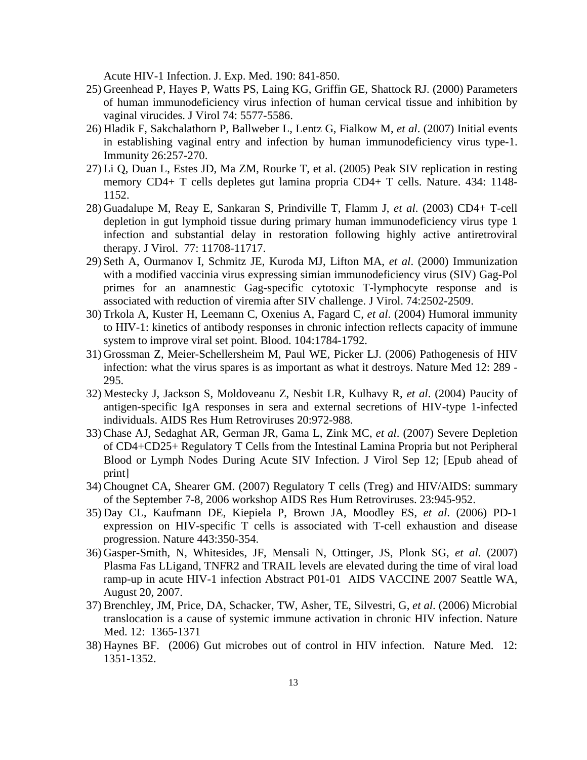Acute HIV-1 Infection. J. Exp. Med. 190: 841-850.

25) Greenhead P, Hayes P, Watts PS, Laing KG, Griffin GE, Shattock RJ. (2000) Parameters of human immunodeficiency virus infection of human cervical tissue and inhibition by vaginal virucides. J Virol 74: 5577-5586.
26) Hladik F, Sakchalathorn P, Ballweber L, Lentz G, Fialkow M, *et al*. (2007) Initial events in establishing vaginal entry and infection by human immunodeficiency virus type-1. Immunity 26:257-270.
27) Li Q, Duan L, Estes JD, Ma ZM, Rourke T, et al. (2005) Peak SIV replication in resting memory CD4+ T cells depletes gut lamina propria CD4+ T cells. Nature. 434: 1148-1152.
28) Guadalupe M, Reay E, Sankaran S, Prindiville T, Flamm J, *et al*. (2003) CD4+ T-cell depletion in gut lymphoid tissue during primary human immunodeficiency virus type 1 infection and substantial delay in restoration following highly active antiretroviral therapy. J Virol. 77: 11708-11717.
29) Seth A, Ourmanov I, Schmitz JE, Kuroda MJ, Lifton MA, *et al*. (2000) Immunization with a modified vaccinia virus expressing simian immunodeficiency virus (SIV) Gag-Pol primes for an anamnestic Gag-specific cytotoxic T-lymphocyte response and is associated with reduction of viremia after SIV challenge. J Virol. 74:2502-2509.
30) Trkola A, Kuster H, Leemann C, Oxenius A, Fagard C, *et al*. (2004) Humoral immunity to HIV-1: kinetics of antibody responses in chronic infection reflects capacity of immune system to improve viral set point. Blood. 104:1784-1792.
31) Grossman Z, Meier-Schellersheim M, Paul WE, Picker LJ. (2006) Pathogenesis of HIV infection: what the virus spares is as important as what it destroys. Nature Med 12: 289 - 295.
32) Mestecky J, Jackson S, Moldoveanu Z, Nesbit LR, Kulhavy R, *et al*. (2004) Paucity of antigen-specific IgA responses in sera and external secretions of HIV-type 1-infected individuals. AIDS Res Hum Retroviruses 20:972-988.
33) Chase AJ, Sedaghat AR, German JR, Gama L, Zink MC, *et al*. (2007) Severe Depletion of CD4+CD25+ Regulatory T Cells from the Intestinal Lamina Propria but not Peripheral Blood or Lymph Nodes During Acute SIV Infection. J Virol Sep 12; [Epub ahead of print]
34) Chougnet CA, Shearer GM. (2007) Regulatory T cells (Treg) and HIV/AIDS: summary of the September 7-8, 2006 workshop AIDS Res Hum Retroviruses. 23:945-952.
35) Day CL, Kaufmann DE, Kiepiela P, Brown JA, Moodley ES, *et al*. (2006) PD-1 expression on HIV-specific T cells is associated with T-cell exhaustion and disease progression. Nature 443:350-354.
36) Gasper-Smith, N, Whitesides, JF, Mensali N, Ottinger, JS, Plonk SG, *et al*. (2007) Plasma Fas LLigand, TNFR2 and TRAIL levels are elevated during the time of viral load ramp-up in acute HIV-1 infection Abstract P01-01 AIDS VACCINE 2007 Seattle WA, August 20, 2007.
37) Brenchley, JM, Price, DA, Schacker, TW, Asher, TE, Silvestri, G, *et al.* (2006) Microbial translocation is a cause of systemic immune activation in chronic HIV infection. Nature Med. 12: 1365-1371
38) Haynes BF. (2006) Gut microbes out of control in HIV infection. Nature Med. 12: 1351-1352.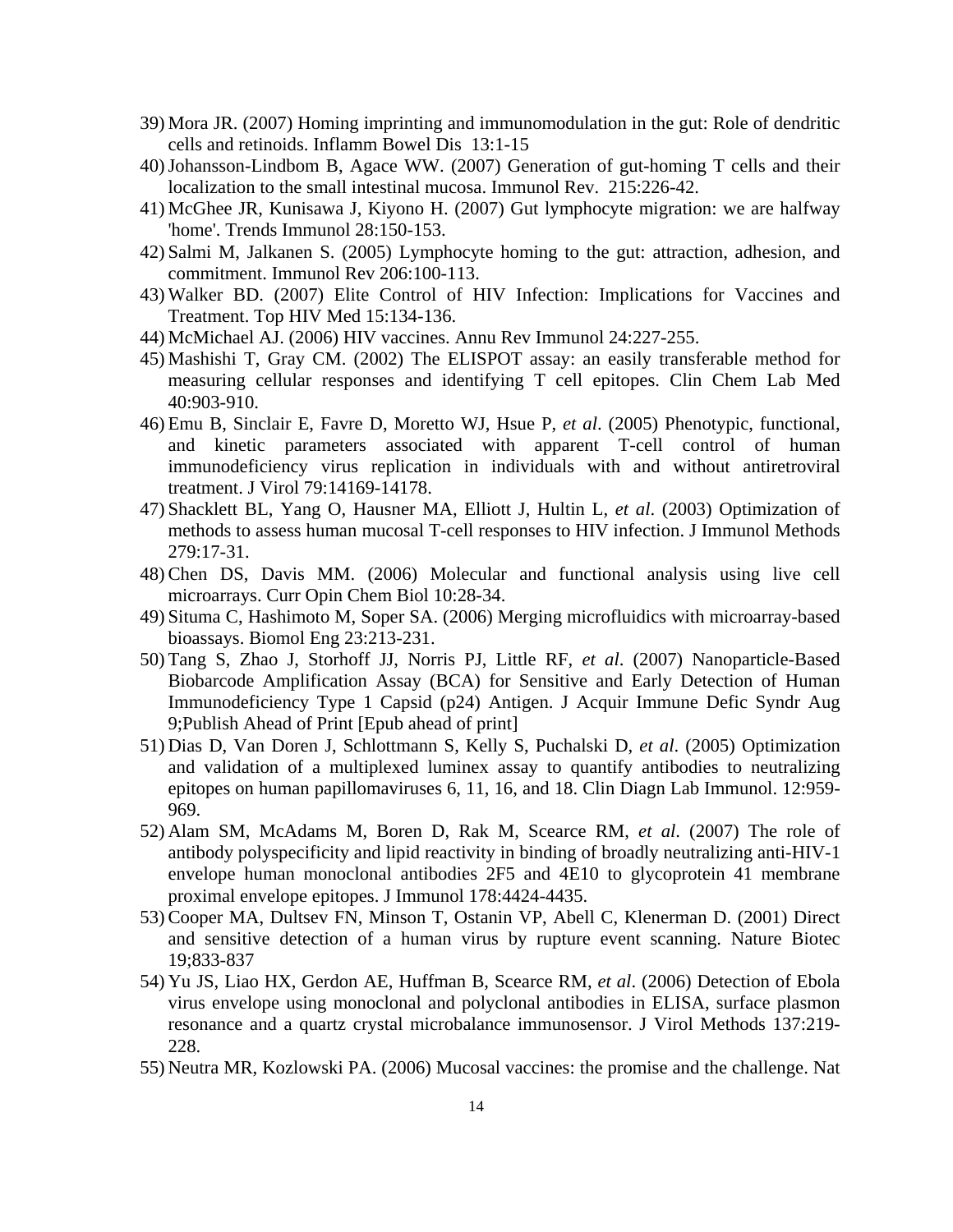39) Mora JR. (2007) Homing imprinting and immunomodulation in the gut: Role of dendritic cells and retinoids. Inflamm Bowel Dis 13:1-15
40) Johansson-Lindbom B, Agace WW. (2007) Generation of gut-homing T cells and their localization to the small intestinal mucosa. Immunol Rev. 215:226-42.
41) McGhee JR, Kunisawa J, Kiyono H. (2007) Gut lymphocyte migration: we are halfway 'home'. Trends Immunol 28:150-153.
42) Salmi M, Jalkanen S. (2005) Lymphocyte homing to the gut: attraction, adhesion, and commitment. Immunol Rev 206:100-113.
43) Walker BD. (2007) Elite Control of HIV Infection: Implications for Vaccines and Treatment. Top HIV Med 15:134-136.
44) McMichael AJ. (2006) HIV vaccines. Annu Rev Immunol 24:227-255.
45) Mashishi T, Gray CM. (2002) The ELISPOT assay: an easily transferable method for measuring cellular responses and identifying T cell epitopes. Clin Chem Lab Med 40:903-910.
46) Emu B, Sinclair E, Favre D, Moretto WJ, Hsue P, *et al*. (2005) Phenotypic, functional, and kinetic parameters associated with apparent T-cell control of human immunodeficiency virus replication in individuals with and without antiretroviral treatment. J Virol 79:14169-14178.
47) Shacklett BL, Yang O, Hausner MA, Elliott J, Hultin L, *et al*. (2003) Optimization of methods to assess human mucosal T-cell responses to HIV infection. J Immunol Methods 279:17-31.
48) Chen DS, Davis MM. (2006) Molecular and functional analysis using live cell microarrays. Curr Opin Chem Biol 10:28-34.
49) Situma C, Hashimoto M, Soper SA. (2006) Merging microfluidics with microarray-based bioassays. Biomol Eng 23:213-231.
50) Tang S, Zhao J, Storhoff JJ, Norris PJ, Little RF, *et al*. (2007) Nanoparticle-Based Biobarcode Amplification Assay (BCA) for Sensitive and Early Detection of Human Immunodeficiency Type 1 Capsid (p24) Antigen. J Acquir Immune Defic Syndr Aug 9;Publish Ahead of Print [Epub ahead of print]
51) Dias D, Van Doren J, Schlottmann S, Kelly S, Puchalski D, *et al*. (2005) Optimization and validation of a multiplexed luminex assay to quantify antibodies to neutralizing epitopes on human papillomaviruses 6, 11, 16, and 18. Clin Diagn Lab Immunol. 12:959-969.
52) Alam SM, McAdams M, Boren D, Rak M, Scearce RM, *et al*. (2007) The role of antibody polyspecificity and lipid reactivity in binding of broadly neutralizing anti-HIV-1 envelope human monoclonal antibodies 2F5 and 4E10 to glycoprotein 41 membrane proximal envelope epitopes. J Immunol 178:4424-4435.
53) Cooper MA, Dultsev FN, Minson T, Ostanin VP, Abell C, Klenerman D. (2001) Direct and sensitive detection of a human virus by rupture event scanning. Nature Biotec 19;833-837
54) Yu JS, Liao HX, Gerdon AE, Huffman B, Scearce RM, *et al*. (2006) Detection of Ebola virus envelope using monoclonal and polyclonal antibodies in ELISA, surface plasmon resonance and a quartz crystal microbalance immunosensor. J Virol Methods 137:219-228.
55) Neutra MR, Kozlowski PA. (2006) Mucosal vaccines: the promise and the challenge. Nat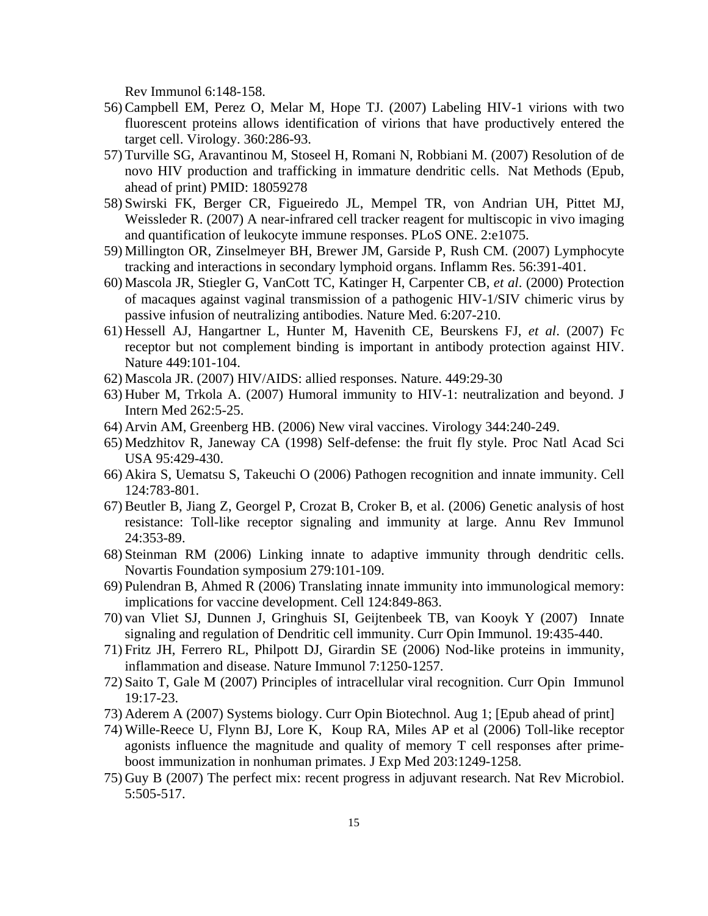Rev Immunol 6:148-158.

56) Campbell EM, Perez O, Melar M, Hope TJ. (2007) Labeling HIV-1 virions with two fluorescent proteins allows identification of virions that have productively entered the target cell. Virology. 360:286-93.
57) Turville SG, Aravantinou M, Stoseel H, Romani N, Robbiani M. (2007) Resolution of de novo HIV production and trafficking in immature dendritic cells. Nat Methods (Epub, ahead of print) PMID: 18059278
58) Swirski FK, Berger CR, Figueiredo JL, Mempel TR, von Andrian UH, Pittet MJ, Weissleder R. (2007) A near-infrared cell tracker reagent for multiscopic in vivo imaging and quantification of leukocyte immune responses. PLoS ONE. 2:e1075.
59) Millington OR, Zinselmeyer BH, Brewer JM, Garside P, Rush CM. (2007) Lymphocyte tracking and interactions in secondary lymphoid organs. Inflamm Res. 56:391-401.
60) Mascola JR, Stiegler G, VanCott TC, Katinger H, Carpenter CB, *et al*. (2000) Protection of macaques against vaginal transmission of a pathogenic HIV-1/SIV chimeric virus by passive infusion of neutralizing antibodies. Nature Med. 6:207-210.
61) Hessell AJ, Hangartner L, Hunter M, Havenith CE, Beurskens FJ, *et al*. (2007) Fc receptor but not complement binding is important in antibody protection against HIV. Nature 449:101-104.
62) Mascola JR. (2007) HIV/AIDS: allied responses. Nature. 449:29-30
63) Huber M, Trkola A. (2007) Humoral immunity to HIV-1: neutralization and beyond. J Intern Med 262:5-25.
64) Arvin AM, Greenberg HB. (2006) New viral vaccines. Virology 344:240-249.
65) Medzhitov R, Janeway CA (1998) Self-defense: the fruit fly style. Proc Natl Acad Sci USA 95:429-430.
66) Akira S, Uematsu S, Takeuchi O (2006) Pathogen recognition and innate immunity. Cell 124:783-801.
67) Beutler B, Jiang Z, Georgel P, Crozat B, Croker B, et al. (2006) Genetic analysis of host resistance: Toll-like receptor signaling and immunity at large. Annu Rev Immunol 24:353-89.
68) Steinman RM (2006) Linking innate to adaptive immunity through dendritic cells. Novartis Foundation symposium 279:101-109.
69) Pulendran B, Ahmed R (2006) Translating innate immunity into immunological memory: implications for vaccine development. Cell 124:849-863.
70) van Vliet SJ, Dunnen J, Gringhuis SI, Geijtenbeek TB, van Kooyk Y (2007) Innate signaling and regulation of Dendritic cell immunity. Curr Opin Immunol. 19:435-440.
71) Fritz JH, Ferrero RL, Philpott DJ, Girardin SE (2006) Nod-like proteins in immunity, inflammation and disease. Nature Immunol 7:1250-1257.
72) Saito T, Gale M (2007) Principles of intracellular viral recognition. Curr Opin Immunol 19:17-23.
73) Aderem A (2007) Systems biology. Curr Opin Biotechnol. Aug 1; [Epub ahead of print]
74) Wille-Reece U, Flynn BJ, Lore K, Koup RA, Miles AP et al (2006) Toll-like receptor agonists influence the magnitude and quality of memory T cell responses after prime-boost immunization in nonhuman primates. J Exp Med 203:1249-1258.
75) Guy B (2007) The perfect mix: recent progress in adjuvant research. Nat Rev Microbiol. 5:505-517.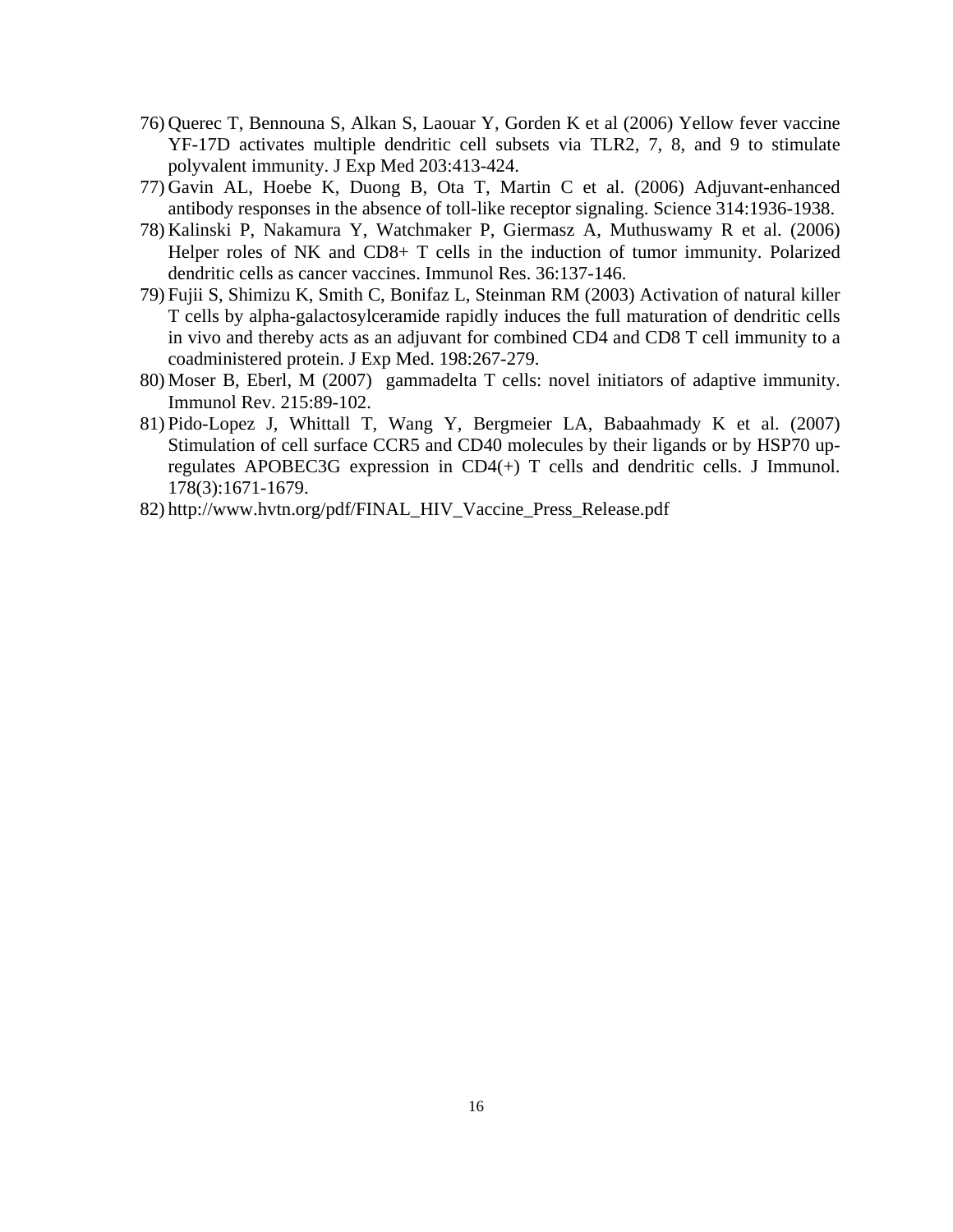76) Querec T, Bennouna S, Alkan S, Laouar Y, Gorden K et al (2006) Yellow fever vaccine YF-17D activates multiple dendritic cell subsets via TLR2, 7, 8, and 9 to stimulate polyvalent immunity. J Exp Med 203:413-424.
77) Gavin AL, Hoebe K, Duong B, Ota T, Martin C et al. (2006) Adjuvant-enhanced antibody responses in the absence of toll-like receptor signaling. Science 314:1936-1938.
78) Kalinski P, Nakamura Y, Watchmaker P, Giermasz A, Muthuswamy R et al. (2006) Helper roles of NK and CD8+ T cells in the induction of tumor immunity. Polarized dendritic cells as cancer vaccines. Immunol Res. 36:137-146.
79) Fujii S, Shimizu K, Smith C, Bonifaz L, Steinman RM (2003) Activation of natural killer T cells by alpha-galactosylceramide rapidly induces the full maturation of dendritic cells in vivo and thereby acts as an adjuvant for combined CD4 and CD8 T cell immunity to a coadministered protein. J Exp Med. 198:267-279.
80) Moser B, Eberl, M (2007) gammadelta T cells: novel initiators of adaptive immunity. Immunol Rev. 215:89-102.
81) Pido-Lopez J, Whittall T, Wang Y, Bergmeier LA, Babaahmady K et al. (2007) Stimulation of cell surface CCR5 and CD40 molecules by their ligands or by HSP70 up-regulates APOBEC3G expression in CD4(+) T cells and dendritic cells. J Immunol. 178(3):1671-1679.
82) http://www.hvtn.org/pdf/FINAL_HIV_Vaccine_Press_Release.pdf